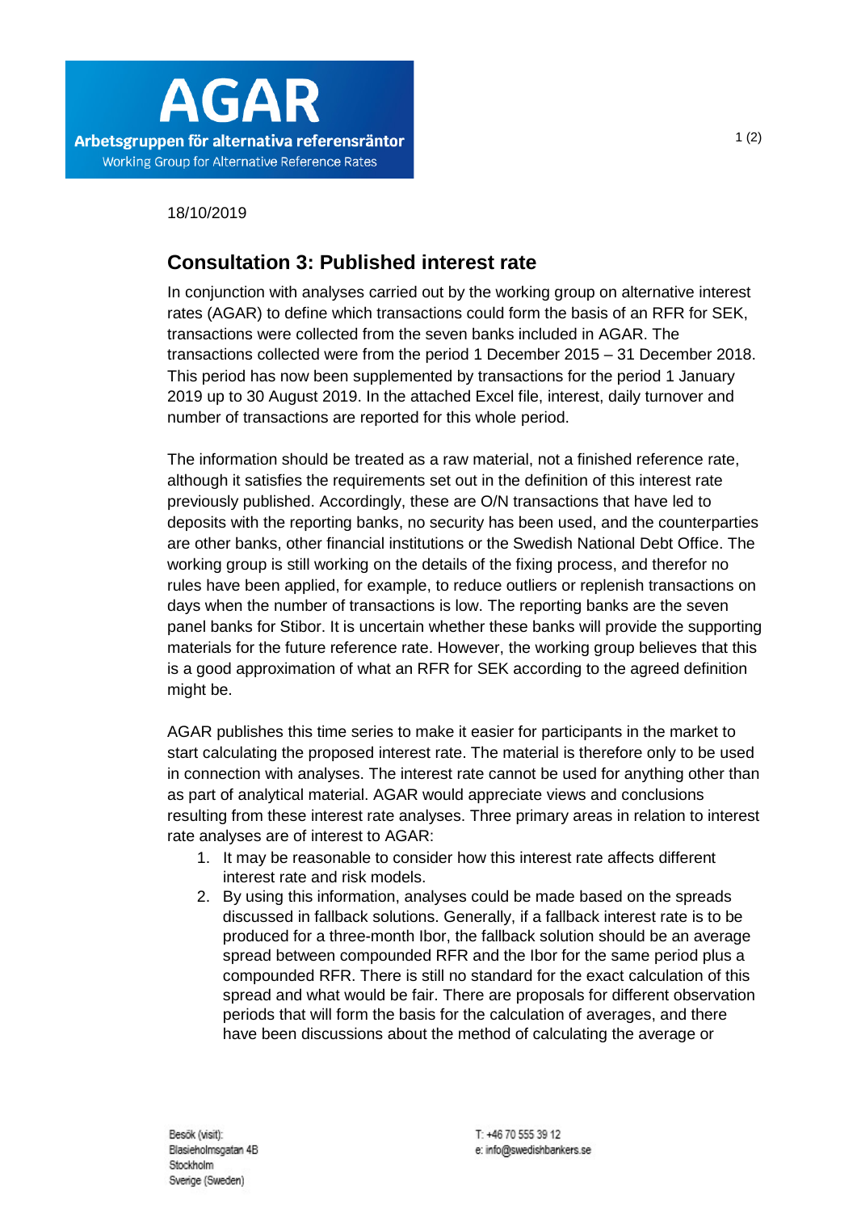AGAR

Arbetsgruppen för alternativa referensräntor

Working Group for Alternative Reference Rates

18/10/2019

## Consultation 3: Published interest rate

In conjunction with analyses carried out by the working group on alternative interest rates (AGAR) to define which transactions could form the basis of an RFR for SEK, transactions were collected from the seven banks included in AGAR. The transactions collected were from the period 1 December 2015 – 31 December 2018. This period has now been supplemented by transactions for the period 1 January 2019 up to 30 August 2019. In the attached Excel file, interest, daily turnover and number of transactions are reported for this whole period.

The information should be treated as a raw material, not a finished reference rate, although it satisfies the requirements set out in the definition of this interest rate previously published. Accordingly, these are O/N transactions that have led to deposits with the reporting banks, no security has been used, and the counterparties are other banks, other financial institutions or the Swedish National Debt Office. The working group is still working on the details of the fixing process, and therefor no rules have been applied, for example, to reduce outliers or replenish transactions on days when the number of transactions is low. The reporting banks are the seven panel banks for Stibor. It is uncertain whether these banks will provide the supporting materials for the future reference rate. However, the working group believes that this is a good approximation of what an RFR for SEK according to the agreed definition might be.

AGAR publishes this time series to make it easier for participants in the market to start calculating the proposed interest rate. The material is therefore only to be used in connection with analyses. The interest rate cannot be used for anything other than as part of analytical material. AGAR would appreciate views and conclusions resulting from these interest rate analyses. Three primary areas in relation to interest rate analyses are of interest to AGAR:

1. It may be reasonable to consider how this interest rate affects different interest rate and risk models.
2. By using this information, analyses could be made based on the spreads discussed in fallback solutions. Generally, if a fallback interest rate is to be produced for a three-month Ibor, the fallback solution should be an average spread between compounded RFR and the Ibor for the same period plus a compounded RFR. There is still no standard for the exact calculation of this spread and what would be fair. There are proposals for different observation periods that will form the basis for the calculation of averages, and there have been discussions about the method of calculating the average or

Besök (visit):
Blasieholmsgatan 4B
Stockholm
Sverige (Sweden)

T: +46 70 555 39 12
e: info@swedishbankers.se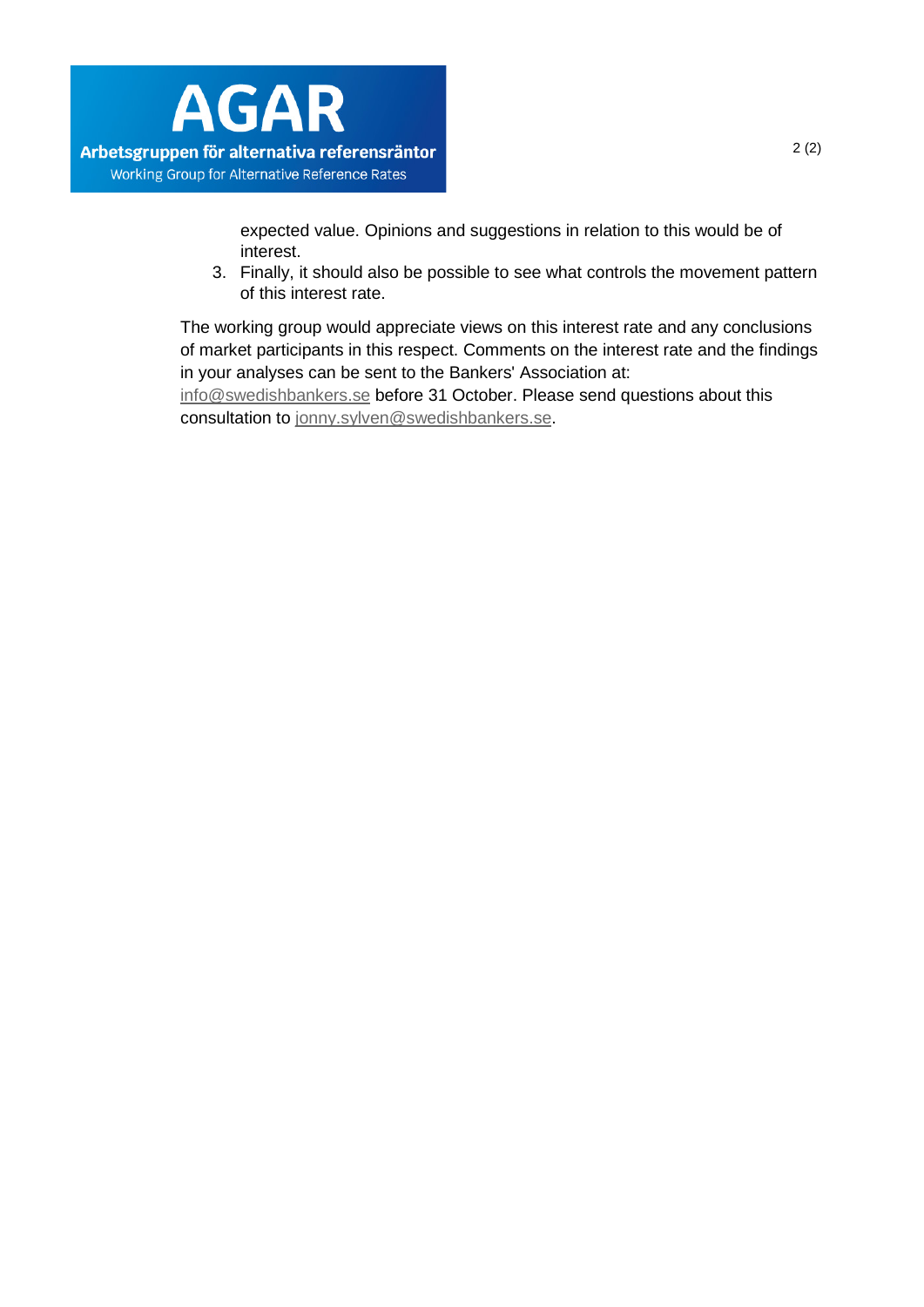expected value. Opinions and suggestions in relation to this would be of interest.

3. Finally, it should also be possible to see what controls the movement pattern of this interest rate.

The working group would appreciate views on this interest rate and any conclusions of market participants in this respect. Comments on the interest rate and the findings in your analyses can be sent to the Bankers' Association at: info@swedishbankers.se before 31 October. Please send questions about this consultation to jonny.sylven@swedishbankers.se.